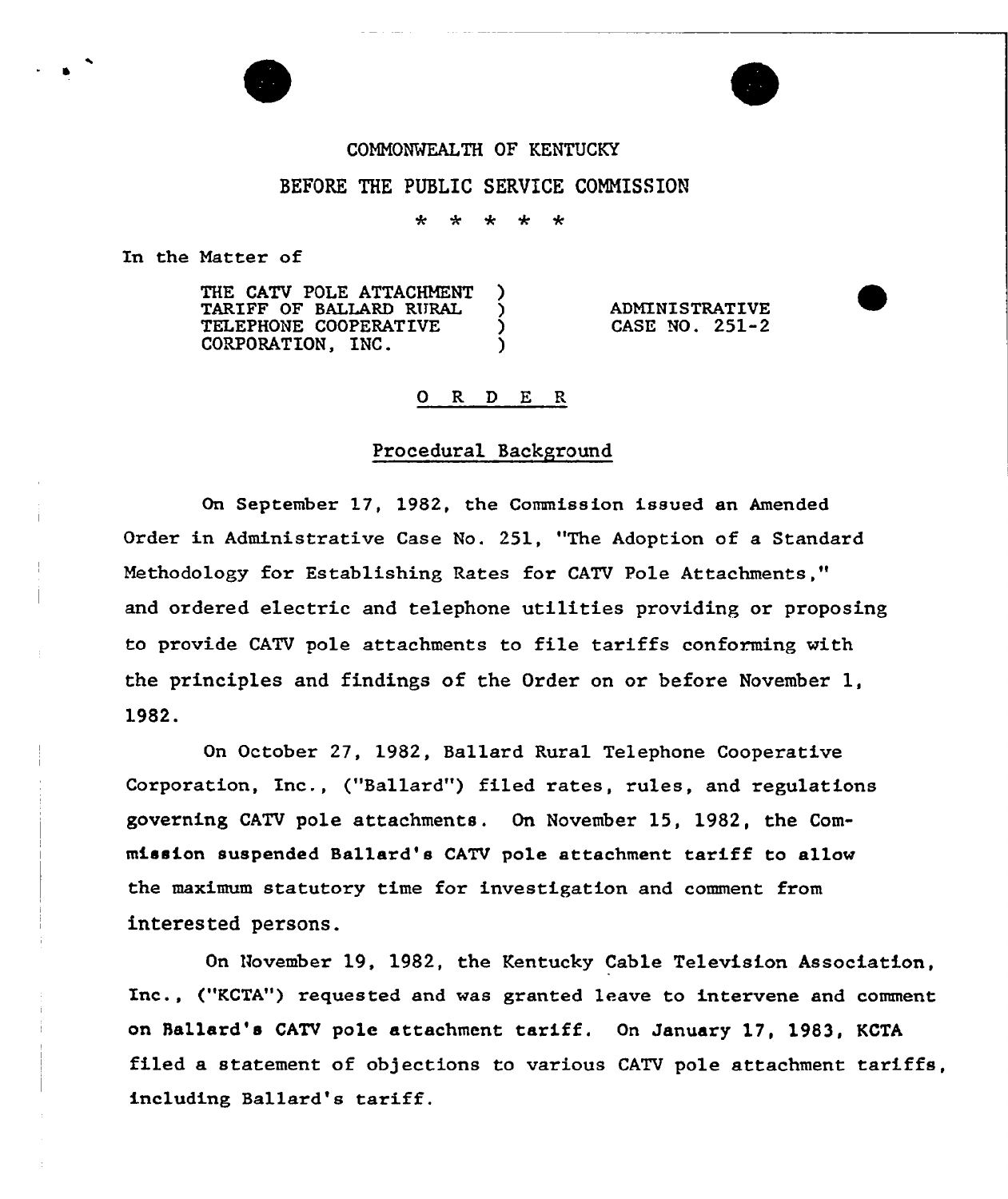COMMONWEALTH OF KENTUCKY

BEFORE THE PUBLIC SERVICE COMMISSION

\* \* \* \* \*

In the Matter of

| | | |
|---|---|---|
| THE CATV POLE ATTACHMENT TARIFF OF BALLARD RURAL TELEPHONE COOPERATIVE CORPORATION, INC. | ) ) ) ) | ADMINISTRATIVE CASE NO. 251-2 |

## O R D E R

### Procedural Background

On September 17, 1982, the Commission issued an Amended Order in Administrative Case No. 251, "The Adoption of a Standard Methodology for Establishing Rates for CATV Pole Attachments," and ordered electric and telephone utilities providing or proposing to provide CATV pole attachments to file tariffs conforming with the principles and findings of the Order on or before November 1, 1982.

On October 27, 1982, Ballard Rural Telephone Cooperative Corporation, Inc., ("Ballard") filed rates, rules, and regulations governing CATV pole attachments. On November 15, 1982, the Commission suspended Ballard's CATV pole attachment tariff to allow the maximum statutory time for investigation and comment from interested persons.

On November 19, 1982, the Kentucky Cable Television Association, Inc., ("KCTA") requested and was granted leave to intervene and comment on Ballard's CATV pole attachment tariff. On January 17, 1983, KCTA filed a statement of objections to various CATV pole attachment tariffs, including Ballard's tariff.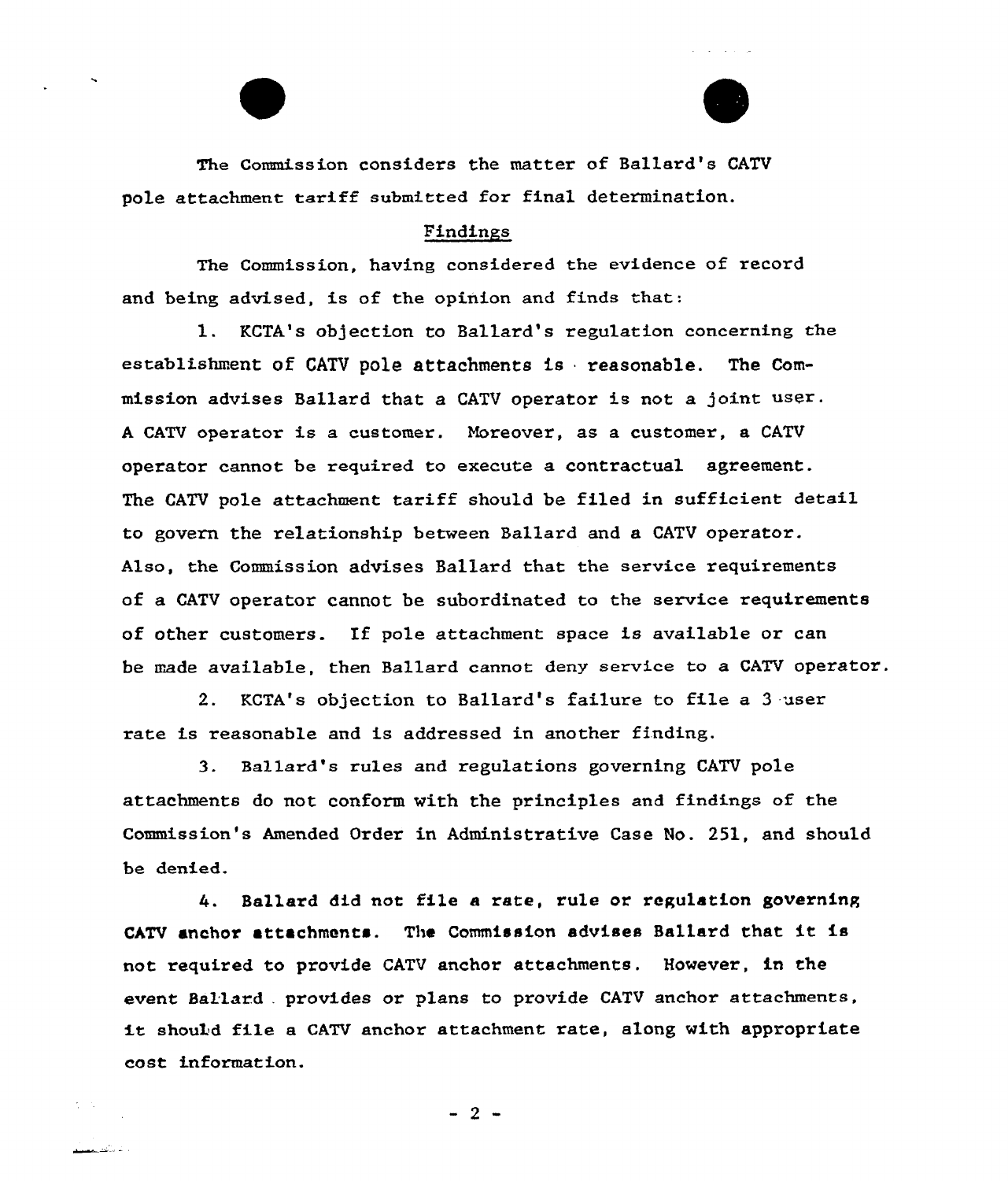The Commission considers the matter of Ballard's CATV pole attachment tariff submitted for final determination.

## Findings

The Commission, having considered the evidence of record and being advised, is of the opinion and finds that:

1. KCTA's objection to Ballard's regulation concerning the establishment of CATV pole attachments is reasonable. The Commission advises Ballard that a CATV operator is not a joint user. A CATV operator is a customer. Moreover, as a customer, a CATV operator cannot be required to execute a contractual agreement. The CATV pole attachment tariff should be filed in sufficient detail to govern the relationship between Ballard and a CATV operator. Also, the Commission advises Ballard that the service requirements of a CATV operator cannot be subordinated to the service requirements of other customers. If pole attachment space is available or can be made available, then Ballard cannot deny service to a CATV operator.

2. KCTA's objection to Ballard's failure to file a 3 user rate is reasonable and is addressed in another finding.

3. Ballard's rules and regulations governing CATV pole attachments do not conform with the principles and findings of the Commission's Amended Order in Administrative Case No. 251, and should be denied.

4. Ballard did not file a rate, rule or regulation governing CATV anchor attachments. The Commission advises Ballard that it is not required to provide CATV anchor attachments. However, in the event Ballard provides or plans to provide CATV anchor attachments, it should file a CATV anchor attachment rate, along with appropriate cost information.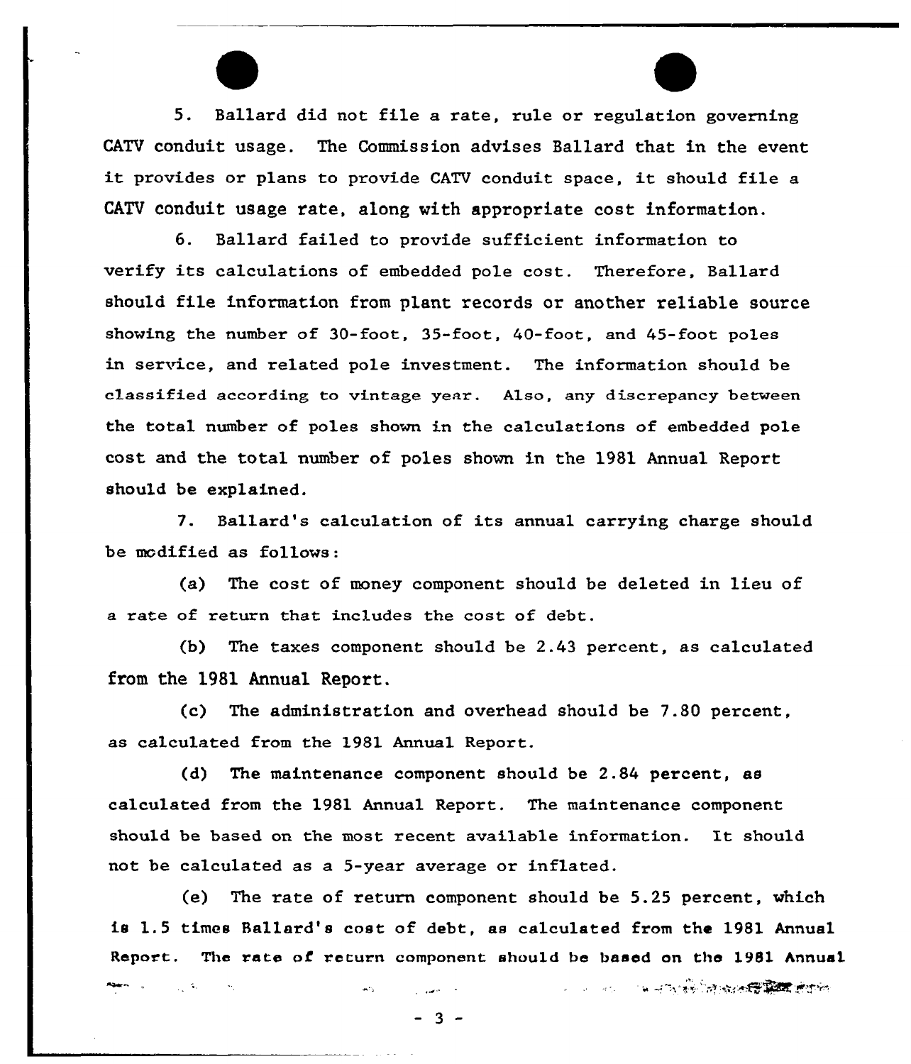5. Ballard did not file a rate, rule or regulation governing CATV conduit usage. The Commission advises Ballard that in the event it provides or plans to provide CATV conduit space, it should file a CATV conduit usage rate, along with appropriate cost information.

6. Ballard failed to provide sufficient information to verify its calculations of embedded pole cost. Therefore, Ballard should file information from plant records or another reliable source showing the number of 30-foot, 35-foot, 40-foot, and 45-foot poles in service, and related pole investment. The information should be classified according to vintage year. Also, any discrepancy between the total number of poles shown in the calculations of embedded pole cost and the total number of poles shown in the 1981 Annual Report should be explained.

7. Ballard's calculation of its annual carrying charge should be modified as follows:

(a) The cost of money component should be deleted in lieu of a rate of return that includes the cost of debt.

(b) The taxes component should be 2.43 percent, as calculated from the 1981 Annual Report.

(c) The administration and overhead should be 7.80 percent, as calculated from the 1981 Annual Report.

(d) The maintenance component should be 2.84 percent, as calculated from the 1981 Annual Report. The maintenance component should be based on the most recent available information. It should not be calculated as a 5-year average or inflated.

(e) The rate of return component should be 5.25 percent, which is 1.5 times Ballard's cost of debt, as calculated from the 1981 Annual Report. The rate of return component should be based on the 1981 Annual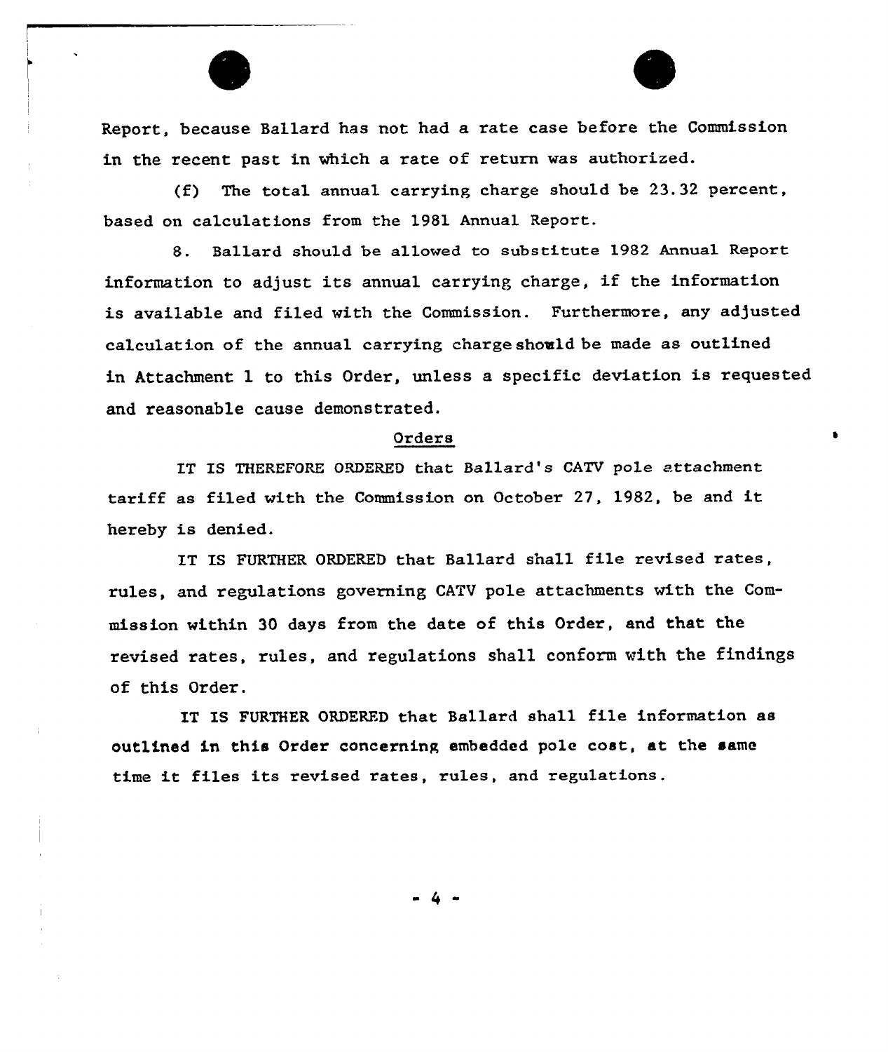Report, because Ballard has not had a rate case before the Commission in the recent past in which a rate of return was authorized.

(f) The total annual carrying charge should be 23.32 percent, based on calculations from the 1981 Annual Report.

8. Ballard should be allowed to substitute 1982 Annual Report information to adjust its annual carrying charge, if the information is available and filed with the Commission. Furthermore, any adjusted calculation of the annual carrying charge should be made as outlined in Attachment 1 to this Order, unless a specific deviation is requested and reasonable cause demonstrated.

## Orders

IT IS THEREFORE ORDERED that Ballard's CATV pole attachment tariff as filed with the Commission on October 27, 1982, be and it hereby is denied.

IT IS FURTHER ORDERED that Ballard shall file revised rates, rules, and regulations governing CATV pole attachments with the Commission within 30 days from the date of this Order, and that the revised rates, rules, and regulations shall conform with the findings of this Order.

IT IS FURTHER ORDERED that Ballard shall file information as outlined in this Order concerning embedded pole cost, at the same time it files its revised rates, rules, and regulations.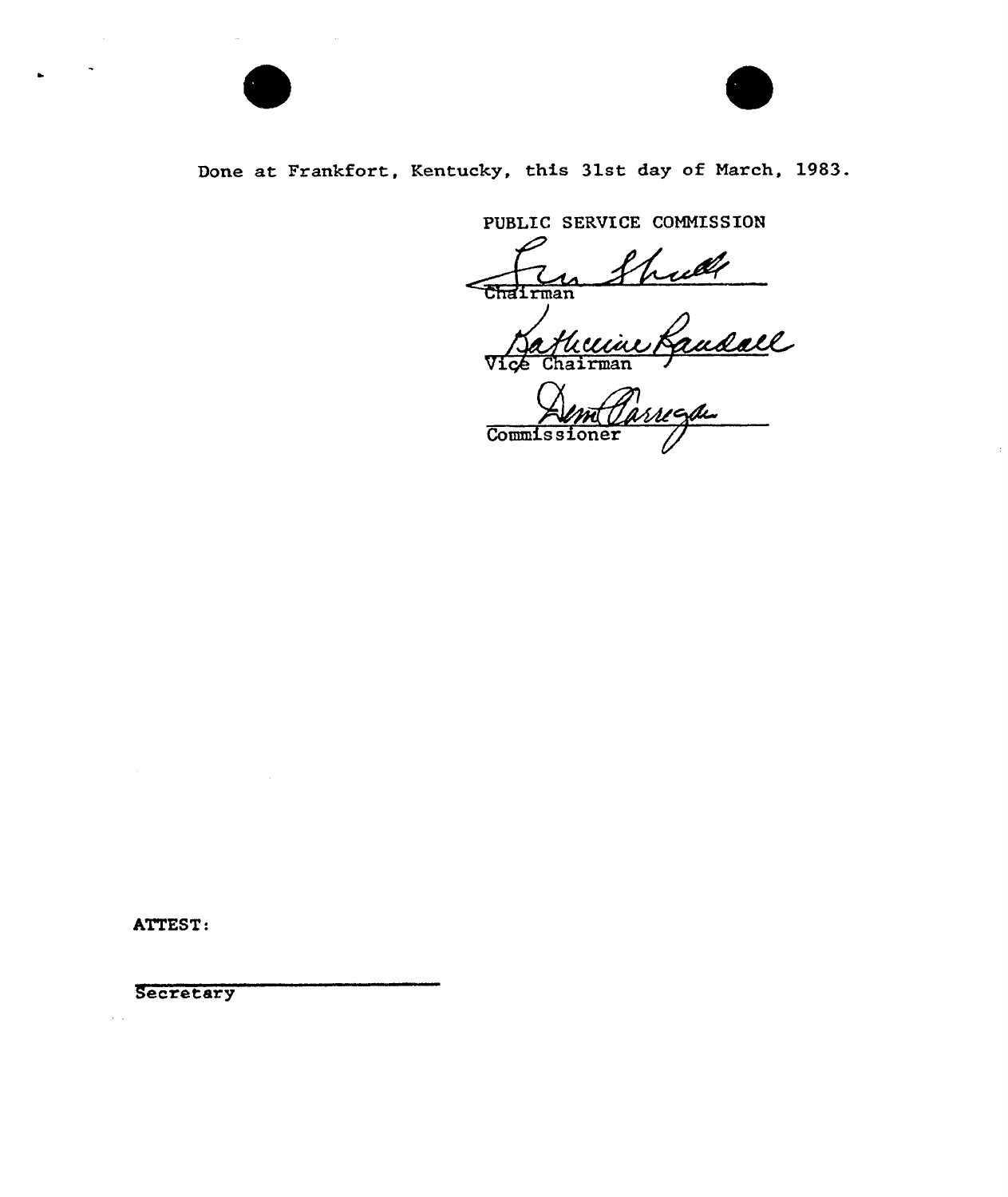Done at Frankfort, Kentucky, this 31st day of March, 1983.

PUBLIC SERVICE COMMISSION

Chairman

Vice Chairman

Commissioner

ATTEST:

Secretary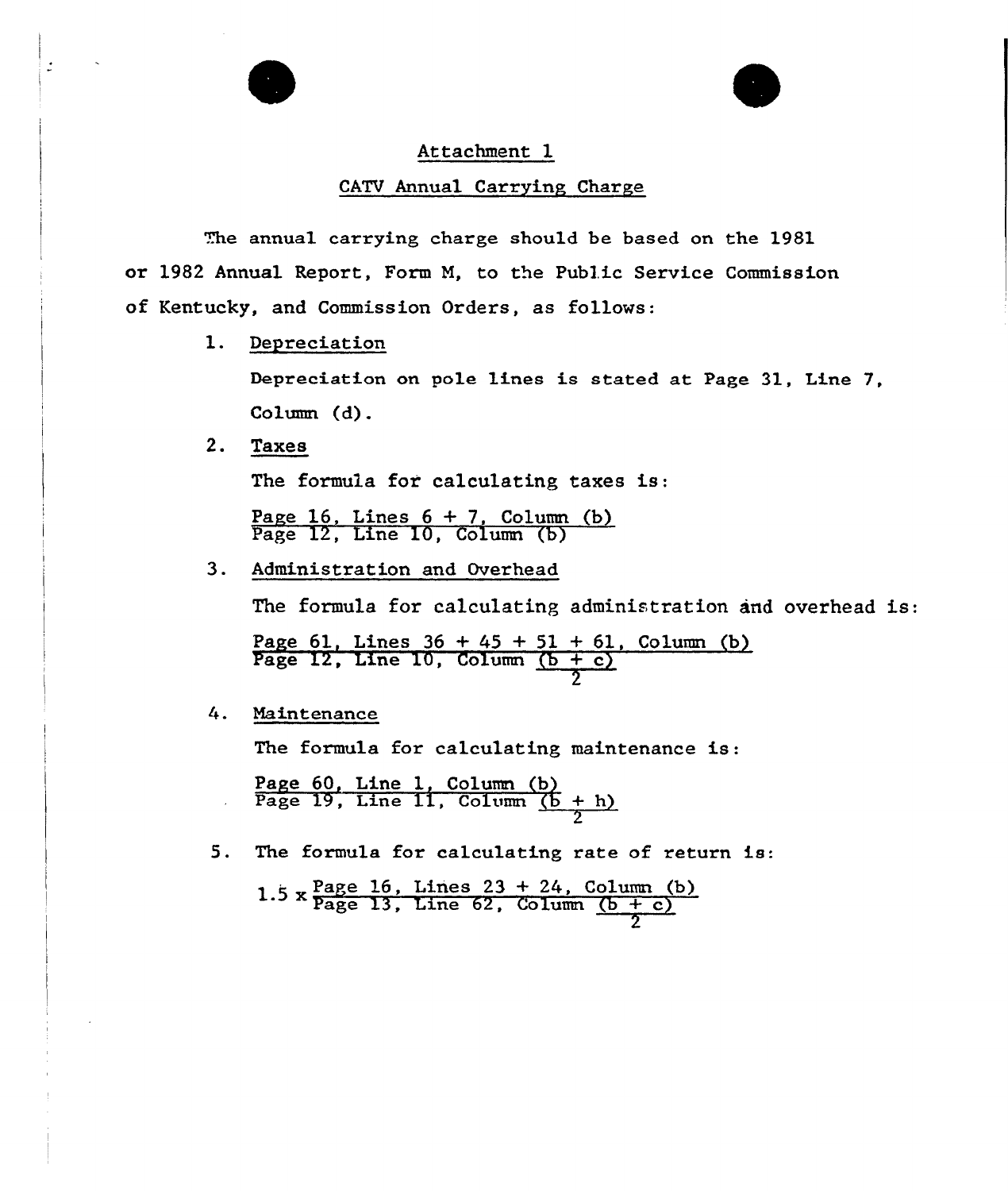# Attachment 1

## CATV Annual Carrying Charge

The annual carrying charge should be based on the 1981 or 1982 Annual Report, Form M, to the Public Service Commission of Kentucky, and Commission Orders, as follows:

1. Depreciation

   Depreciation on pole lines is stated at Page 31, Line 7, Column (d).

2. Taxes

   The formula for calculating taxes is:

   $$\frac{\text{Page 16, Lines 6 + 7, Column (b)}}{\text{Page 12, Line 10, Column (b)}}$$

3. Administration and Overhead

   The formula for calculating administration and overhead is:

   $$\frac{\text{Page 61, Lines 36 + 45 + 51 + 61, Column (b)}}{\text{Page 12, Line 10, Column } \frac{(b + c)}{2}}$$

4. Maintenance

   The formula for calculating maintenance is:

   $$\frac{\text{Page 60, Line 1, Column (b)}}{\text{Page 19, Line 11, Column } \frac{(b + h)}{2}}$$

5. The formula for calculating rate of return is:

   $$1.5 \times \frac{\text{Page 16, Lines 23 + 24, Column (b)}}{\text{Page 13, Line 62, Column } \frac{(b + c)}{2}}$$